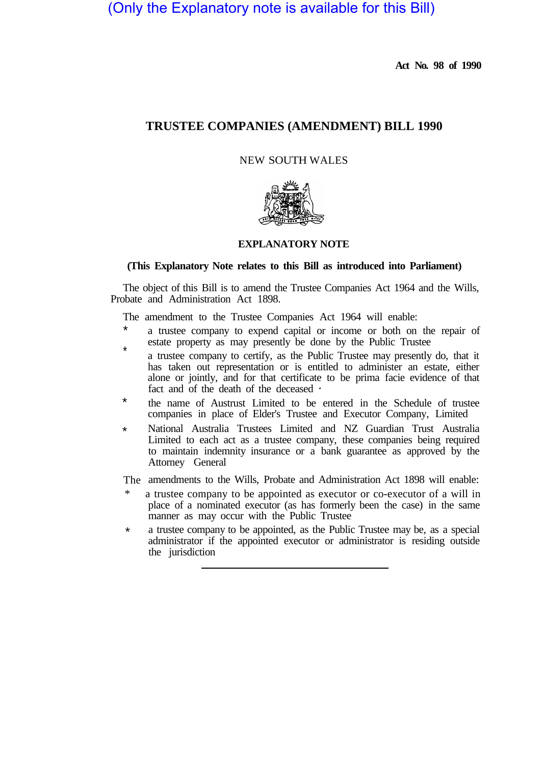(Only the Explanatory note is available for this Bill)

**Act No. 98 of 1990**

## TRUSTEE COMPANIES (AMENDMENT) BILL 1990

NEW SOUTH WALES

### EXPLANATORY NOTE

**(This Explanatory Note relates to this Bill as introduced into Parliament)**

The object of this Bill is to amend the Trustee Companies Act 1964 and the Wills, Probate and Administration Act 1898.

The amendment to the Trustee Companies Act 1964 will enable:

- a trustee company to expend capital or income or both on the repair of estate property as may presently be done by the Public Trustee
- a trustee company to certify, as the Public Trustee may presently do, that it has taken out representation or is entitled to administer an estate, either alone or jointly, and for that certificate to be prima facie evidence of that fact and of the death of the deceased
- the name of Austrust Limited to be entered in the Schedule of trustee companies in place of Elder's Trustee and Executor Company, Limited
- National Australia Trustees Limited and NZ Guardian Trust Australia Limited to each act as a trustee company, these companies being required to maintain indemnity insurance or a bank guarantee as approved by the Attorney General

The amendments to the Wills, Probate and Administration Act 1898 will enable:

- a trustee company to be appointed as executor or co-executor of a will in place of a nominated executor (as has formerly been the case) in the same manner as may occur with the Public Trustee
- a trustee company to be appointed, as the Public Trustee may be, as a special administrator if the appointed executor or administrator is residing outside the jurisdiction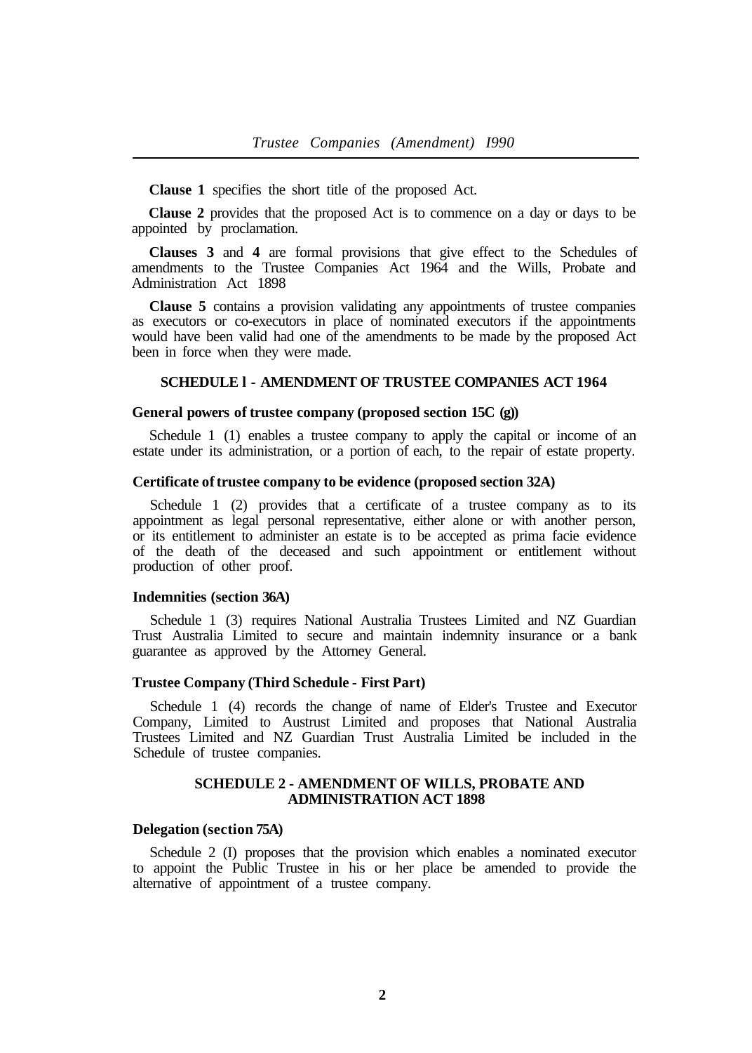**Clause 1** specifies the short title of the proposed Act.

**Clause 2** provides that the proposed Act is to commence on a day or days to be appointed by proclamation.

**Clauses 3** and **4** are formal provisions that give effect to the Schedules of amendments to the Trustee Companies Act 1964 and the Wills, Probate and Administration Act 1898

**Clause 5** contains a provision validating any appointments of trustee companies as executors or co-executors in place of nominated executors if the appointments would have been valid had one of the amendments to be made by the proposed Act been in force when they were made.

## SCHEDULE l - AMENDMENT OF TRUSTEE COMPANIES ACT 1964

### General powers of trustee company (proposed section 15C (g))

Schedule 1 (1) enables a trustee company to apply the capital or income of an estate under its administration, or a portion of each, to the repair of estate property.

### Certificate of trustee company to be evidence (proposed section 32A)

Schedule 1 (2) provides that a certificate of a trustee company as to its appointment as legal personal representative, either alone or with another person, or its entitlement to administer an estate is to be accepted as prima facie evidence of the death of the deceased and such appointment or entitlement without production of other proof.

### Indemnities (section 36A)

Schedule 1 (3) requires National Australia Trustees Limited and NZ Guardian Trust Australia Limited to secure and maintain indemnity insurance or a bank guarantee as approved by the Attorney General.

### Trustee Company (Third Schedule - First Part)

Schedule 1 (4) records the change of name of Elder's Trustee and Executor Company, Limited to Austrust Limited and proposes that National Australia Trustees Limited and NZ Guardian Trust Australia Limited be included in the Schedule of trustee companies.

## SCHEDULE 2 - AMENDMENT OF WILLS, PROBATE AND ADMINISTRATION ACT 1898

### Delegation (section 75A)

Schedule 2 (I) proposes that the provision which enables a nominated executor to appoint the Public Trustee in his or her place be amended to provide the alternative of appointment of a trustee company.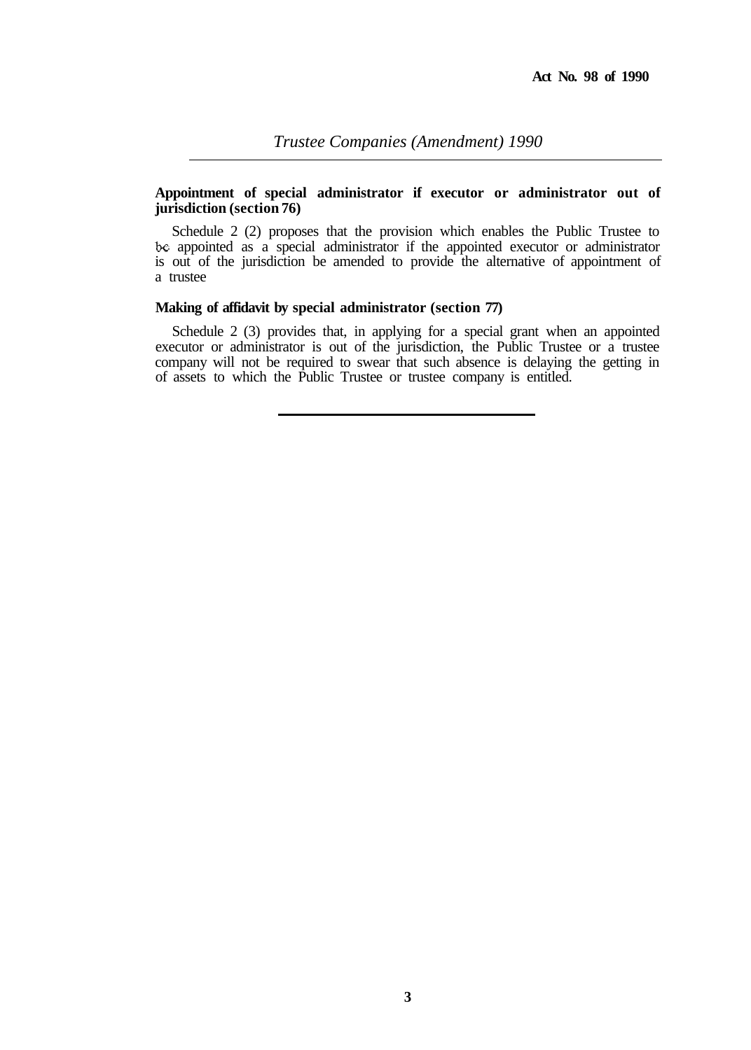**Appointment of special administrator if executor or administrator out of jurisdiction (section 76)**

Schedule 2 (2) proposes that the provision which enables the Public Trustee to be appointed as a special administrator if the appointed executor or administrator is out of the jurisdiction be amended to provide the alternative of appointment of a trustee

**Making of affidavit by special administrator (section 77)**

Schedule 2 (3) provides that, in applying for a special grant when an appointed executor or administrator is out of the jurisdiction, the Public Trustee or a trustee company will not be required to swear that such absence is delaying the getting in of assets to which the Public Trustee or trustee company is entitled.